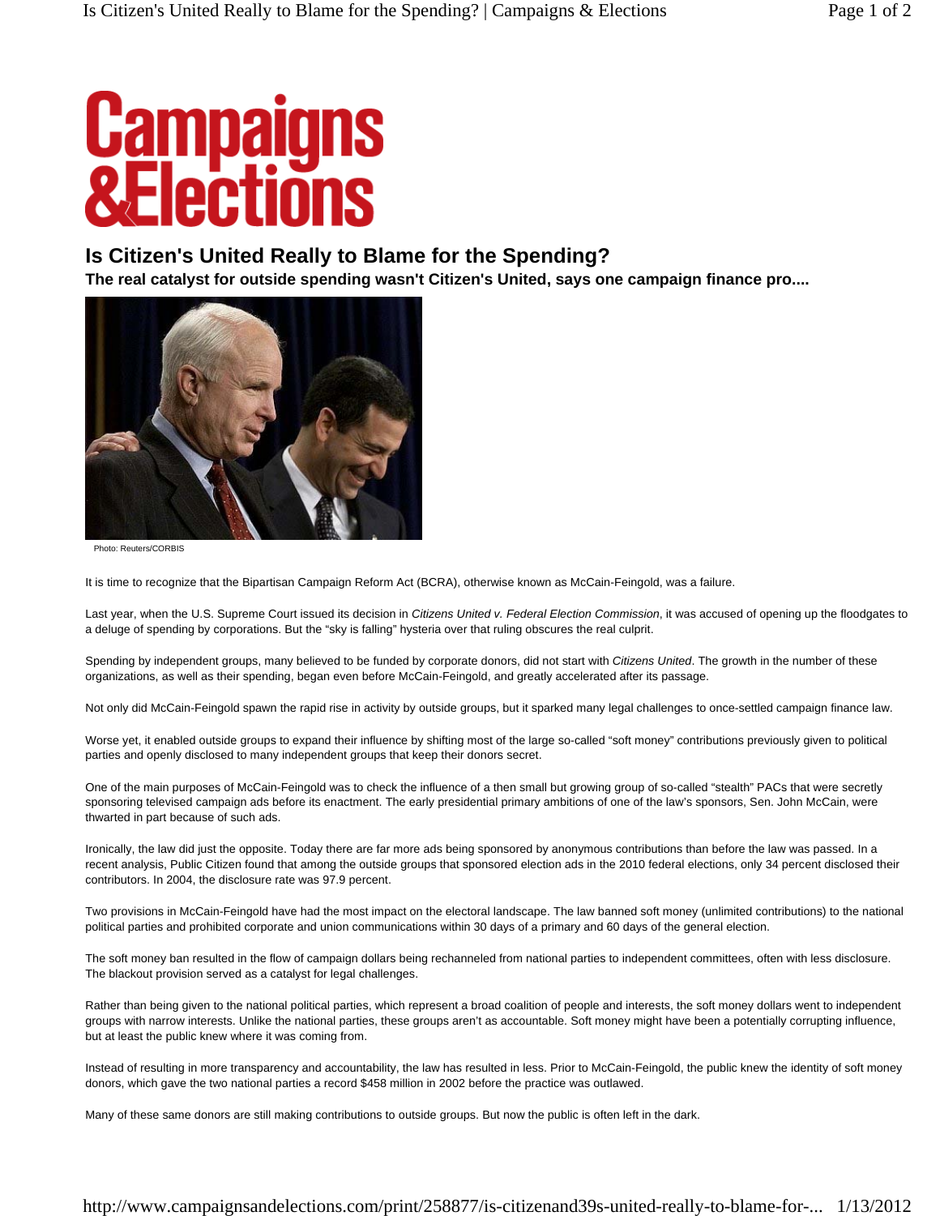# Campaigns & Elections

## Is Citizen's United Really to Blame for the Spending?

**The real catalyst for outside spending wasn't Citizen's United, says one campaign finance pro....**

Photo: Reuters/CORBIS

It is time to recognize that the Bipartisan Campaign Reform Act (BCRA), otherwise known as McCain-Feingold, was a failure.

Last year, when the U.S. Supreme Court issued its decision in *Citizens United v. Federal Election Commission*, it was accused of opening up the floodgates to a deluge of spending by corporations. But the "sky is falling" hysteria over that ruling obscures the real culprit.

Spending by independent groups, many believed to be funded by corporate donors, did not start with *Citizens United*. The growth in the number of these organizations, as well as their spending, began even before McCain-Feingold, and greatly accelerated after its passage.

Not only did McCain-Feingold spawn the rapid rise in activity by outside groups, but it sparked many legal challenges to once-settled campaign finance law.

Worse yet, it enabled outside groups to expand their influence by shifting most of the large so-called "soft money" contributions previously given to political parties and openly disclosed to many independent groups that keep their donors secret.

One of the main purposes of McCain-Feingold was to check the influence of a then small but growing group of so-called "stealth" PACs that were secretly sponsoring televised campaign ads before its enactment. The early presidential primary ambitions of one of the law's sponsors, Sen. John McCain, were thwarted in part because of such ads.

Ironically, the law did just the opposite. Today there are far more ads being sponsored by anonymous contributions than before the law was passed. In a recent analysis, Public Citizen found that among the outside groups that sponsored election ads in the 2010 federal elections, only 34 percent disclosed their contributors. In 2004, the disclosure rate was 97.9 percent.

Two provisions in McCain-Feingold have had the most impact on the electoral landscape. The law banned soft money (unlimited contributions) to the national political parties and prohibited corporate and union communications within 30 days of a primary and 60 days of the general election.

The soft money ban resulted in the flow of campaign dollars being rechanneled from national parties to independent committees, often with less disclosure. The blackout provision served as a catalyst for legal challenges.

Rather than being given to the national political parties, which represent a broad coalition of people and interests, the soft money dollars went to independent groups with narrow interests. Unlike the national parties, these groups aren't as accountable. Soft money might have been a potentially corrupting influence, but at least the public knew where it was coming from.

Instead of resulting in more transparency and accountability, the law has resulted in less. Prior to McCain-Feingold, the public knew the identity of soft money donors, which gave the two national parties a record $458 million in 2002 before the practice was outlawed.

Many of these same donors are still making contributions to outside groups. But now the public is often left in the dark.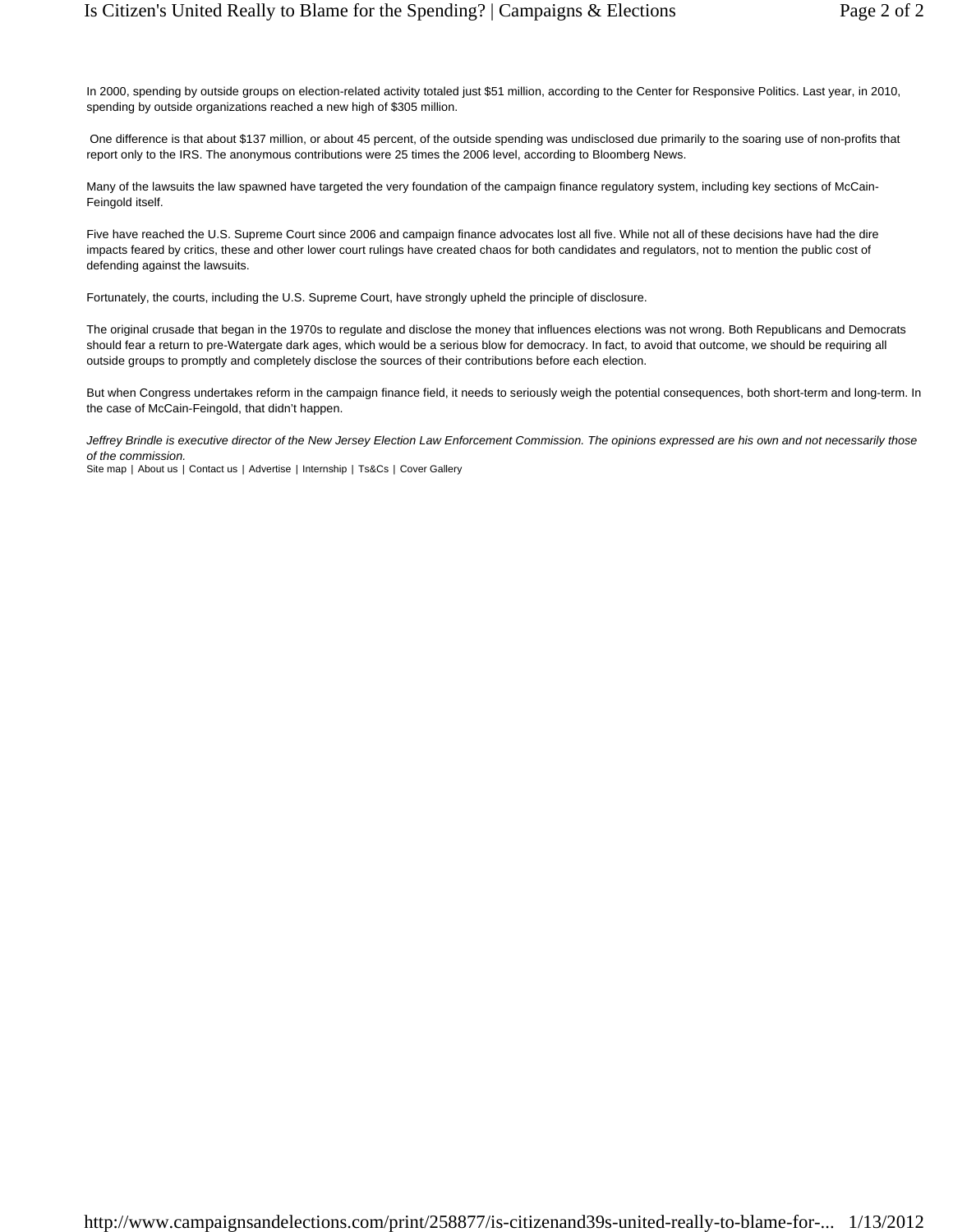In 2000, spending by outside groups on election-related activity totaled just $51 million, according to the Center for Responsive Politics. Last year, in 2010, spending by outside organizations reached a new high of $305 million.

One difference is that about $137 million, or about 45 percent, of the outside spending was undisclosed due primarily to the soaring use of non-profits that report only to the IRS. The anonymous contributions were 25 times the 2006 level, according to Bloomberg News.

Many of the lawsuits the law spawned have targeted the very foundation of the campaign finance regulatory system, including key sections of McCain-Feingold itself.

Five have reached the U.S. Supreme Court since 2006 and campaign finance advocates lost all five. While not all of these decisions have had the dire impacts feared by critics, these and other lower court rulings have created chaos for both candidates and regulators, not to mention the public cost of defending against the lawsuits.

Fortunately, the courts, including the U.S. Supreme Court, have strongly upheld the principle of disclosure.

The original crusade that began in the 1970s to regulate and disclose the money that influences elections was not wrong. Both Republicans and Democrats should fear a return to pre-Watergate dark ages, which would be a serious blow for democracy. In fact, to avoid that outcome, we should be requiring all outside groups to promptly and completely disclose the sources of their contributions before each election.

But when Congress undertakes reform in the campaign finance field, it needs to seriously weigh the potential consequences, both short-term and long-term. In the case of McCain-Feingold, that didn't happen.

*Jeffrey Brindle is executive director of the New Jersey Election Law Enforcement Commission. The opinions expressed are his own and not necessarily those of the commission.*

Site map | About us | Contact us | Advertise | Internship | Ts&Cs | Cover Gallery